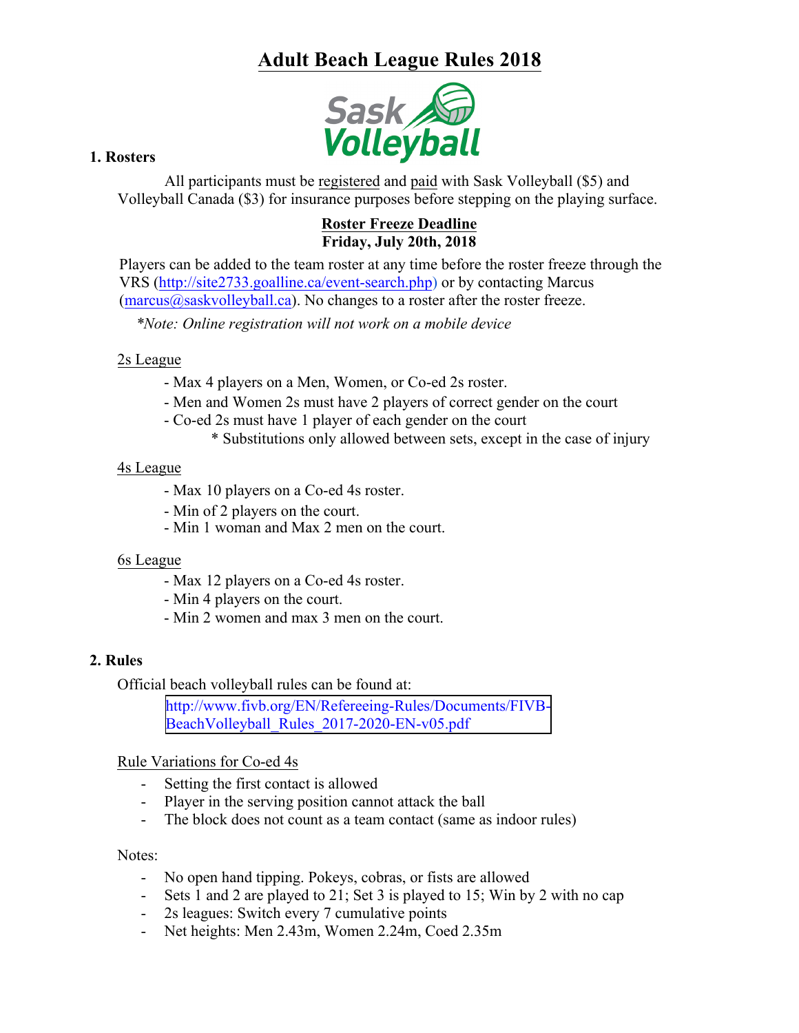# Adult Beach League Rules 2018

## 1. Rosters

All participants must be registered and paid with Sask Volleyball ($5) and Volleyball Canada ($3) for insurance purposes before stepping on the playing surface.

**Roster Freeze Deadline**
**Friday, July 20th, 2018**

Players can be added to the team roster at any time before the roster freeze through the VRS (http://site2733.goalline.ca/event-search.php) or by contacting Marcus (marcus@saskvolleyball.ca). No changes to a roster after the roster freeze.

*\*Note: Online registration will not work on a mobile device*

2s League

- Max 4 players on a Men, Women, or Co-ed 2s roster.
- Men and Women 2s must have 2 players of correct gender on the court
- Co-ed 2s must have 1 player of each gender on the court
  - \* Substitutions only allowed between sets, except in the case of injury

4s League

- Max 10 players on a Co-ed 4s roster.
- Min of 2 players on the court.
- Min 1 woman and Max 2 men on the court.

6s League

- Max 12 players on a Co-ed 4s roster.
- Min 4 players on the court.
- Min 2 women and max 3 men on the court.

## 2. Rules

Official beach volleyball rules can be found at:

http://www.fivb.org/EN/Refereeing-Rules/Documents/FIVB-BeachVolleyball_Rules_2017-2020-EN-v05.pdf

Rule Variations for Co-ed 4s

- Setting the first contact is allowed
- Player in the serving position cannot attack the ball
- The block does not count as a team contact (same as indoor rules)

Notes:

- No open hand tipping. Pokeys, cobras, or fists are allowed
- Sets 1 and 2 are played to 21; Set 3 is played to 15; Win by 2 with no cap
- 2s leagues: Switch every 7 cumulative points
- Net heights: Men 2.43m, Women 2.24m, Coed 2.35m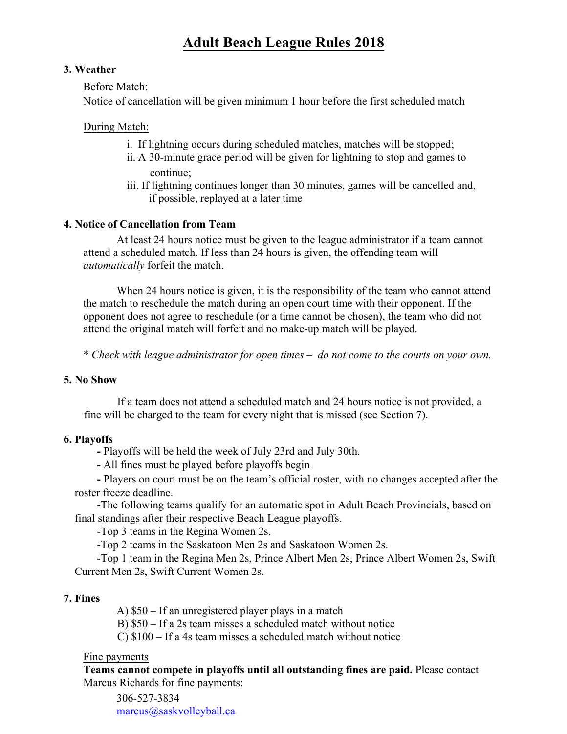# Adult Beach League Rules 2018

### 3. Weather

Before Match:
Notice of cancellation will be given minimum 1 hour before the first scheduled match

During Match:

i. If lightning occurs during scheduled matches, matches will be stopped;
ii. A 30-minute grace period will be given for lightning to stop and games to continue;
iii. If lightning continues longer than 30 minutes, games will be cancelled and, if possible, replayed at a later time

### 4. Notice of Cancellation from Team

At least 24 hours notice must be given to the league administrator if a team cannot attend a scheduled match. If less than 24 hours is given, the offending team will *automatically* forfeit the match.

When 24 hours notice is given, it is the responsibility of the team who cannot attend the match to reschedule the match during an open court time with their opponent. If the opponent does not agree to reschedule (or a time cannot be chosen), the team who did not attend the original match will forfeit and no make-up match will be played.

\* *Check with league administrator for open times – do not come to the courts on your own.*

### 5. No Show

If a team does not attend a scheduled match and 24 hours notice is not provided, a fine will be charged to the team for every night that is missed (see Section 7).

### 6. Playoffs

- Playoffs will be held the week of July 23rd and July 30th.
- All fines must be played before playoffs begin
- Players on court must be on the team's official roster, with no changes accepted after the roster freeze deadline.

-The following teams qualify for an automatic spot in Adult Beach Provincials, based on final standings after their respective Beach League playoffs.

-Top 3 teams in the Regina Women 2s.

-Top 2 teams in the Saskatoon Men 2s and Saskatoon Women 2s.

-Top 1 team in the Regina Men 2s, Prince Albert Men 2s, Prince Albert Women 2s, Swift Current Men 2s, Swift Current Women 2s.

### 7. Fines

A) $50 – If an unregistered player plays in a match
B) $50 – If a 2s team misses a scheduled match without notice
C) $100 – If a 4s team misses a scheduled match without notice

Fine payments
**Teams cannot compete in playoffs until all outstanding fines are paid.** Please contact Marcus Richards for fine payments:

306-527-3834
marcus@saskvolleyball.ca